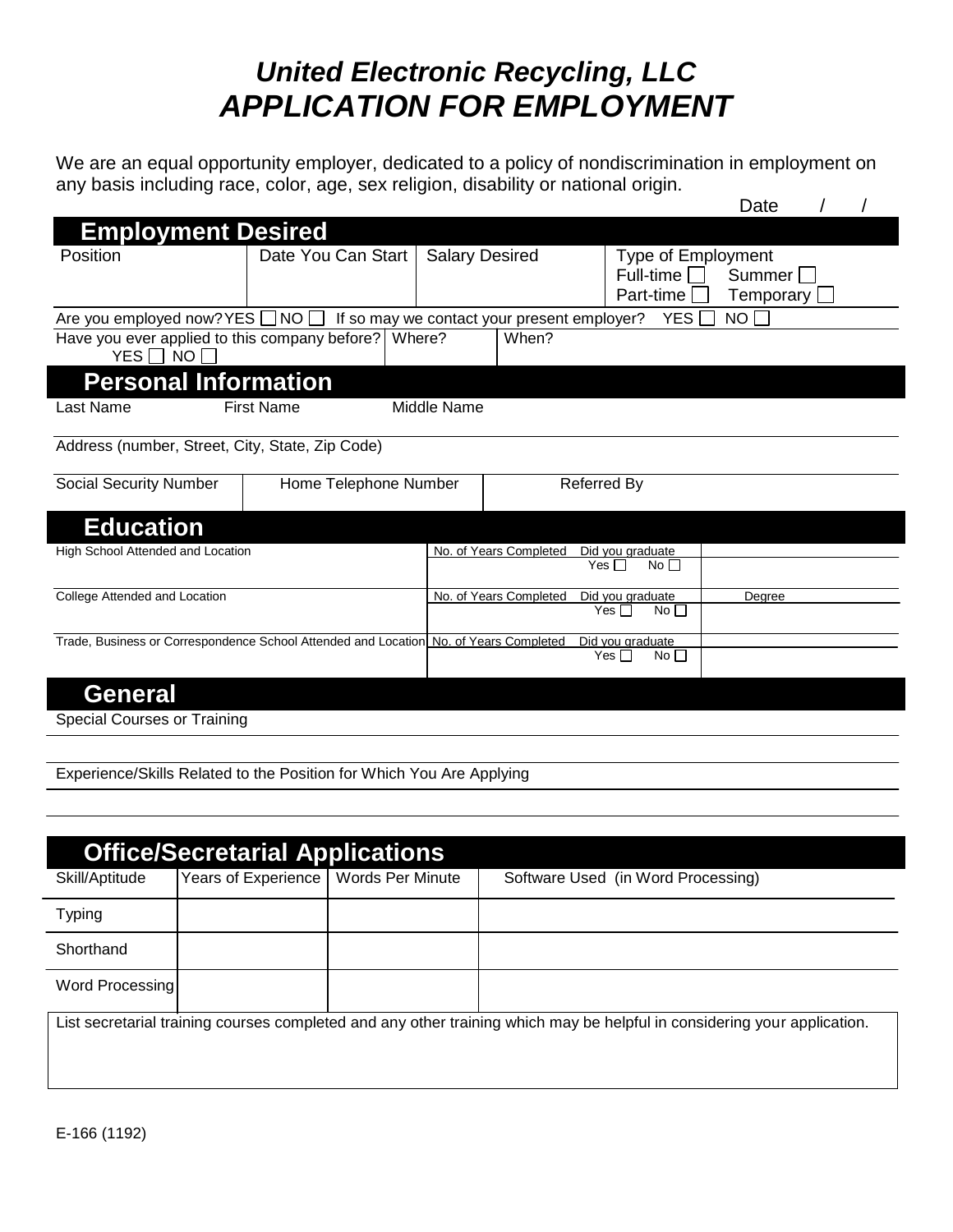# *United Electronic Recycling, LLC*
# *APPLICATION FOR EMPLOYMENT*

We are an equal opportunity employer, dedicated to a policy of nondiscrimination in employment on any basis including race, color, age, sex religion, disability or national origin.

Date / /

## Employment Desired

| Position | Date You Can Start | Salary Desired | Type of Employment<br>Full-time ☐ Summer ☐<br>Part-time ☐ Temporary ☐ |
|---|---|---|---|
| | | | |

Are you employed now? YES ☐ NO ☐ If so may we contact your present employer? YES ☐ NO ☐

| Have you ever applied to this company before? YES ☐ NO ☐ | Where? | When? |
|---|---|---|
| | | |

## Personal Information

| Last Name | First Name | Middle Name |
|---|---|---|
| | | |

Address (number, Street, City, State, Zip Code)

| Social Security Number | Home Telephone Number | Referred By |
|---|---|---|
| | | |

## Education

| | No. of Years Completed | Did you graduate | Degree |
|---|---|---|---|
| High School Attended and Location | | Yes ☐ No ☐ | |
| College Attended and Location | | Yes ☐ No ☐ | |
| Trade, Business or Correspondence School Attended and Location | | Yes ☐ No ☐ | |

## General

Special Courses or Training

Experience/Skills Related to the Position for Which You Are Applying

## Office/Secretarial Applications

| Skill/Aptitude | Years of Experience | Words Per Minute | Software Used (in Word Processing) |
|---|---|---|---|
| Typing | | | |
| Shorthand | | | |
| Word Processing | | | |

List secretarial training courses completed and any other training which may be helpful in considering your application.

E-166 (1192)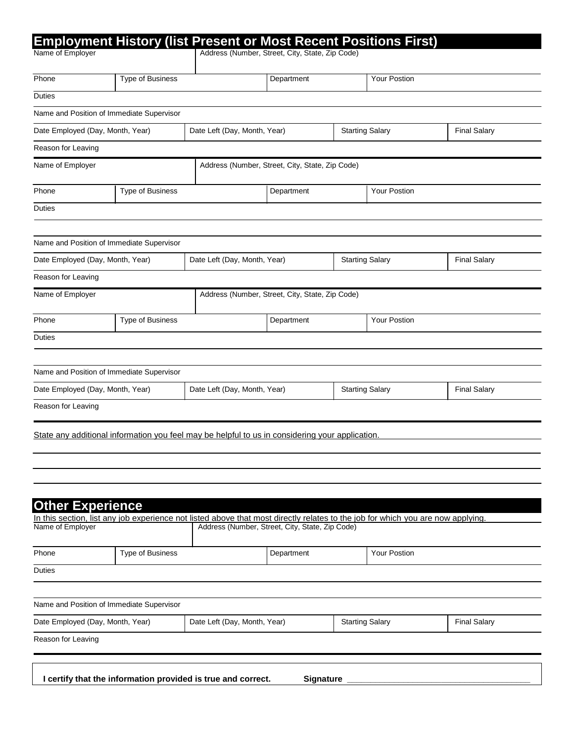## Employment History (list Present or Most Recent Positions First)

| | | | |
|---|---|---|---|
| Name of Employer | Address (Number, Street, City, State, Zip Code) | | |
| Phone | Type of Business | Department | Your Postion |
| Duties | | | |
| Name and Position of Immediate Supervisor | | | |
| Date Employed (Day, Month, Year) | Date Left (Day, Month, Year) | Starting Salary | Final Salary |
| Reason for Leaving | | | |

| | | | |
|---|---|---|---|
| Name of Employer | Address (Number, Street, City, State, Zip Code) | | |
| Phone | Type of Business | Department | Your Postion |
| Duties | | | |
| Name and Position of Immediate Supervisor | | | |
| Date Employed (Day, Month, Year) | Date Left (Day, Month, Year) | Starting Salary | Final Salary |
| Reason for Leaving | | | |

| | | | |
|---|---|---|---|
| Name of Employer | Address (Number, Street, City, State, Zip Code) | | |
| Phone | Type of Business | Department | Your Postion |
| Duties | | | |
| Name and Position of Immediate Supervisor | | | |
| Date Employed (Day, Month, Year) | Date Left (Day, Month, Year) | Starting Salary | Final Salary |
| Reason for Leaving | | | |

State any additional information you feel may be helpful to us in considering your application.

## Other Experience

In this section, list any job experience not listed above that most directly relates to the job for which you are now applying.

| | | | |
|---|---|---|---|
| Name of Employer | Address (Number, Street, City, State, Zip Code) | | |
| Phone | Type of Business | Department | Your Postion |
| Duties | | | |
| Name and Position of Immediate Supervisor | | | |
| Date Employed (Day, Month, Year) | Date Left (Day, Month, Year) | Starting Salary | Final Salary |
| Reason for Leaving | | | |

**I certify that the information provided is true and correct.** **Signature** ______________________________________